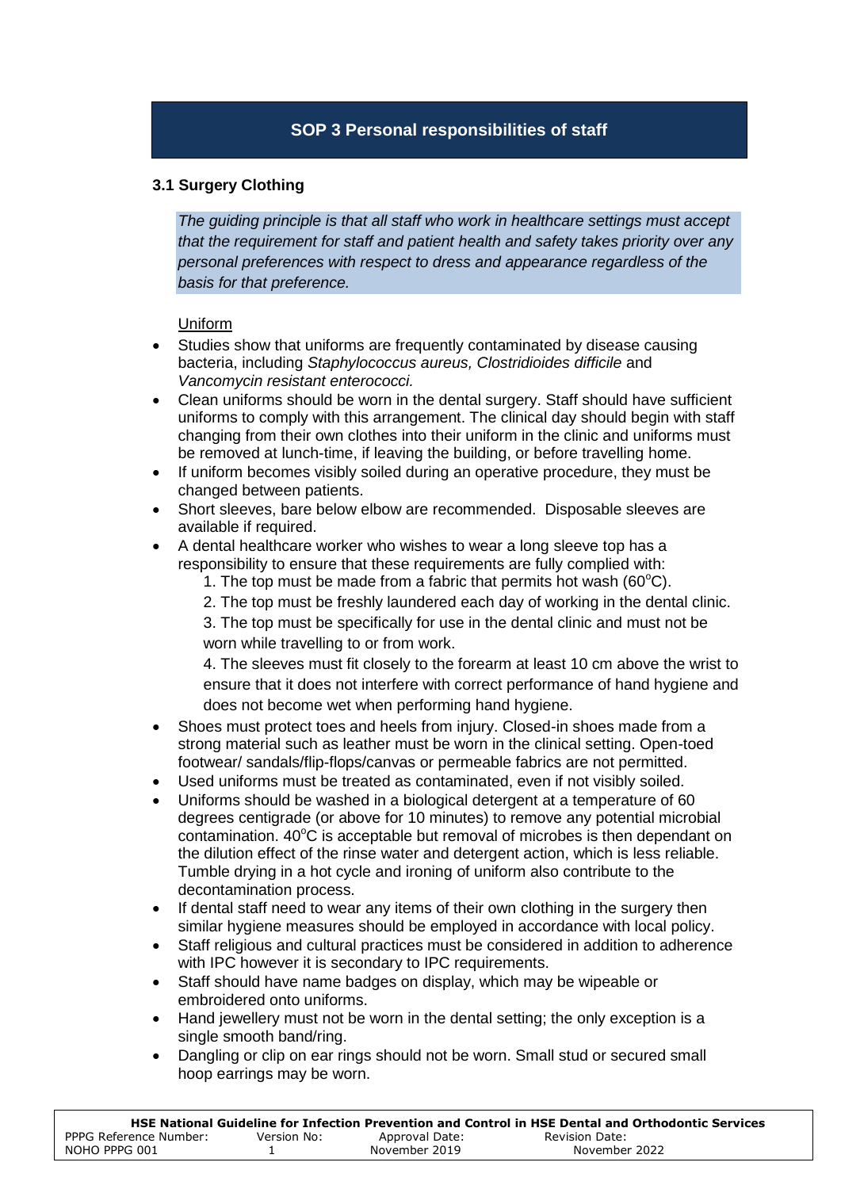## SOP 3 Personal responsibilities of staff

### 3.1 Surgery Clothing

*The guiding principle is that all staff who work in healthcare settings must accept that the requirement for staff and patient health and safety takes priority over any personal preferences with respect to dress and appearance regardless of the basis for that preference.*

Uniform

- Studies show that uniforms are frequently contaminated by disease causing bacteria, including *Staphylococcus aureus, Clostridioides difficile* and *Vancomycin resistant enterococci.*
- Clean uniforms should be worn in the dental surgery. Staff should have sufficient uniforms to comply with this arrangement. The clinical day should begin with staff changing from their own clothes into their uniform in the clinic and uniforms must be removed at lunch-time, if leaving the building, or before travelling home.
- If uniform becomes visibly soiled during an operative procedure, they must be changed between patients.
- Short sleeves, bare below elbow are recommended. Disposable sleeves are available if required.
- A dental healthcare worker who wishes to wear a long sleeve top has a responsibility to ensure that these requirements are fully complied with:
  1. The top must be made from a fabric that permits hot wash (60$^{o}$C).
  2. The top must be freshly laundered each day of working in the dental clinic.
  3. The top must be specifically for use in the dental clinic and must not be worn while travelling to or from work.
  4. The sleeves must fit closely to the forearm at least 10 cm above the wrist to ensure that it does not interfere with correct performance of hand hygiene and does not become wet when performing hand hygiene.
- Shoes must protect toes and heels from injury. Closed-in shoes made from a strong material such as leather must be worn in the clinical setting. Open-toed footwear/ sandals/flip-flops/canvas or permeable fabrics are not permitted.
- Used uniforms must be treated as contaminated, even if not visibly soiled.
- Uniforms should be washed in a biological detergent at a temperature of 60 degrees centigrade (or above for 10 minutes) to remove any potential microbial contamination. 40$^{o}$C is acceptable but removal of microbes is then dependant on the dilution effect of the rinse water and detergent action, which is less reliable. Tumble drying in a hot cycle and ironing of uniform also contribute to the decontamination process.
- If dental staff need to wear any items of their own clothing in the surgery then similar hygiene measures should be employed in accordance with local policy.
- Staff religious and cultural practices must be considered in addition to adherence with IPC however it is secondary to IPC requirements.
- Staff should have name badges on display, which may be wipeable or embroidered onto uniforms.
- Hand jewellery must not be worn in the dental setting; the only exception is a single smooth band/ring.
- Dangling or clip on ear rings should not be worn. Small stud or secured small hoop earrings may be worn.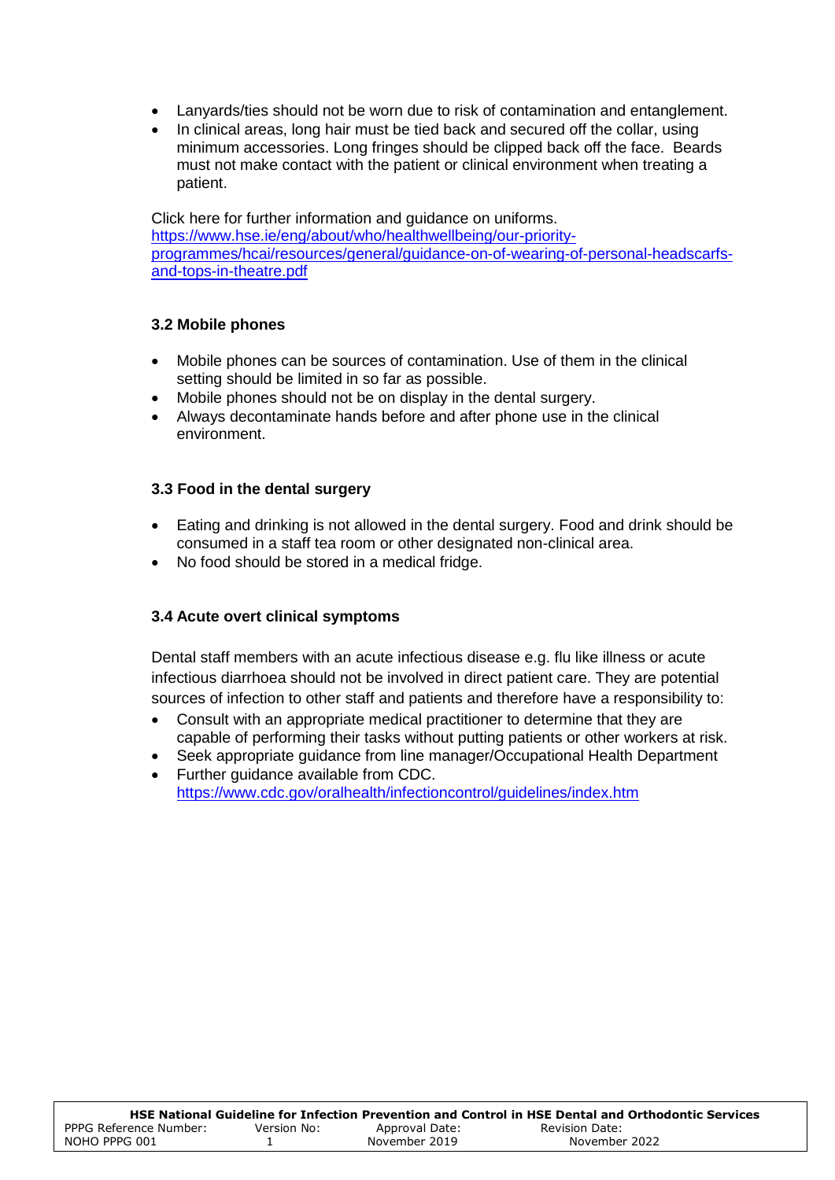- Lanyards/ties should not be worn due to risk of contamination and entanglement.
- In clinical areas, long hair must be tied back and secured off the collar, using minimum accessories. Long fringes should be clipped back off the face. Beards must not make contact with the patient or clinical environment when treating a patient.

Click here for further information and guidance on uniforms.
https://www.hse.ie/eng/about/who/healthwellbeing/our-priority-programmes/hcai/resources/general/guidance-on-of-wearing-of-personal-headscarfs-and-tops-in-theatre.pdf

### 3.2 Mobile phones

- Mobile phones can be sources of contamination. Use of them in the clinical setting should be limited in so far as possible.
- Mobile phones should not be on display in the dental surgery.
- Always decontaminate hands before and after phone use in the clinical environment.

### 3.3 Food in the dental surgery

- Eating and drinking is not allowed in the dental surgery. Food and drink should be consumed in a staff tea room or other designated non-clinical area.
- No food should be stored in a medical fridge.

### 3.4 Acute overt clinical symptoms

Dental staff members with an acute infectious disease e.g. flu like illness or acute infectious diarrhoea should not be involved in direct patient care. They are potential sources of infection to other staff and patients and therefore have a responsibility to:

- Consult with an appropriate medical practitioner to determine that they are capable of performing their tasks without putting patients or other workers at risk.
- Seek appropriate guidance from line manager/Occupational Health Department
- Further guidance available from CDC. https://www.cdc.gov/oralhealth/infectioncontrol/guidelines/index.htm